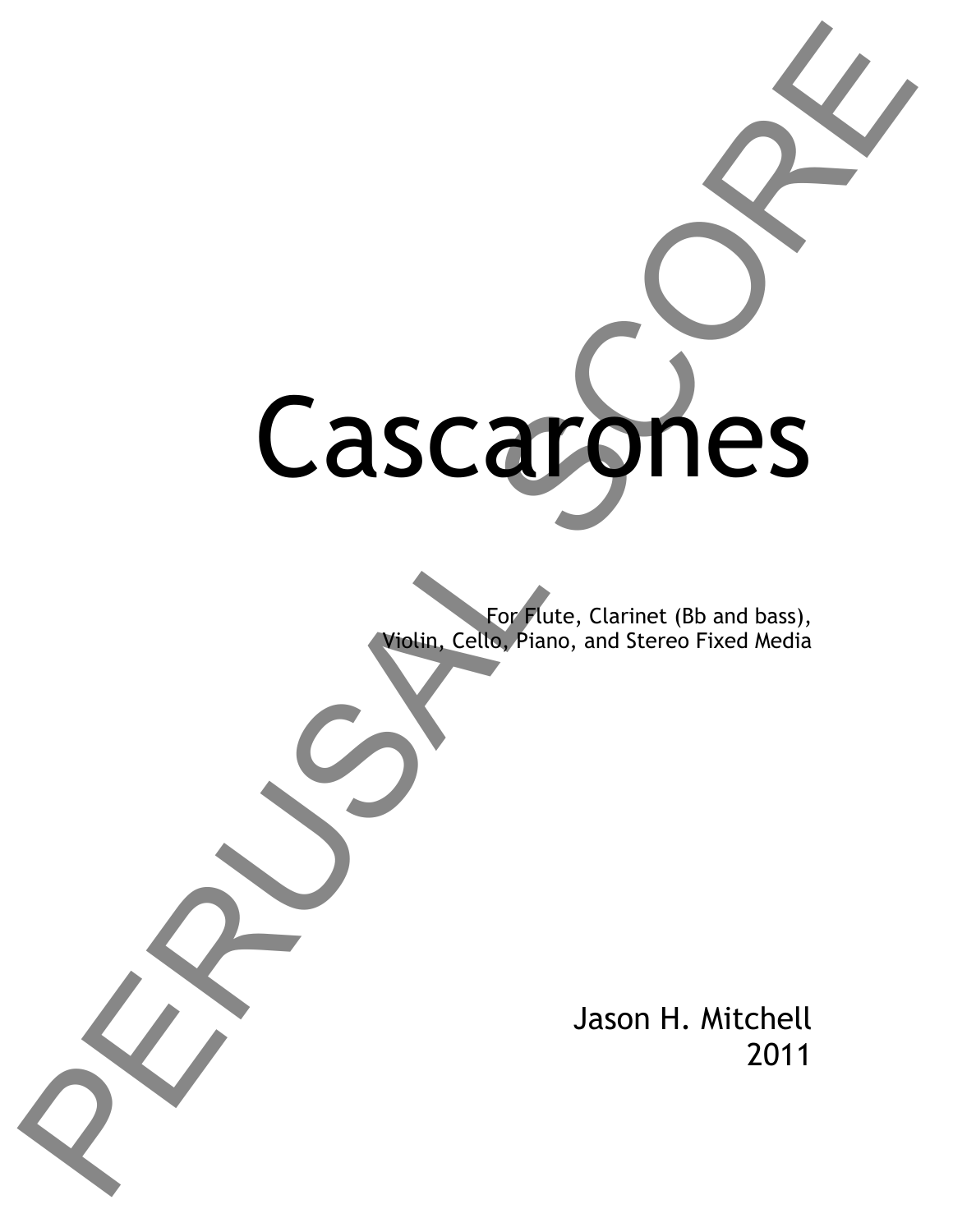# Cascarones

For Flute, Clarinet (Bb and bass),
Violin, Cello, Piano, and Stereo Fixed Media

Jason H. Mitchell
2011

PERUSAL SCORE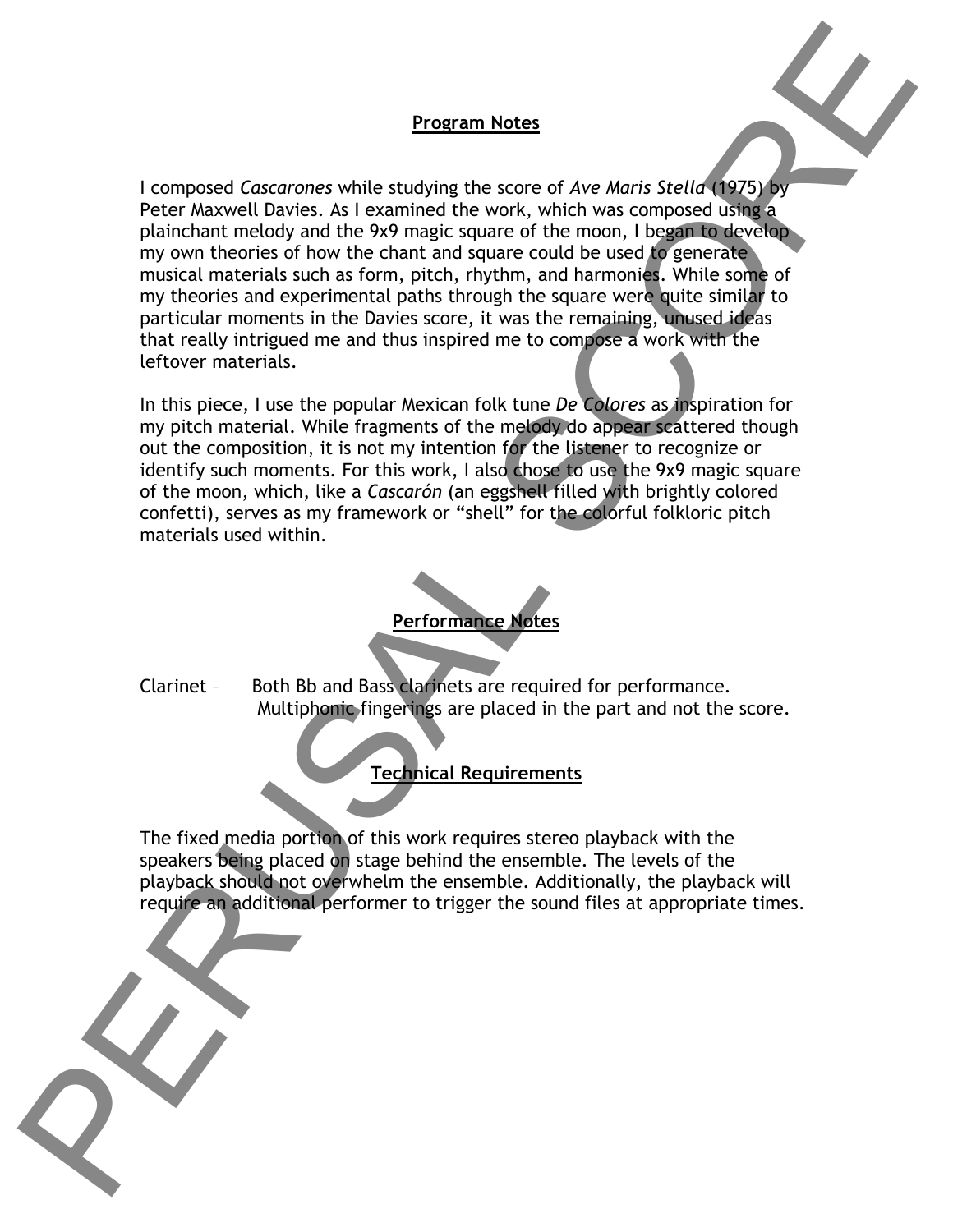## Program Notes

I composed *Cascarones* while studying the score of *Ave Maris Stella* (1975) by Peter Maxwell Davies. As I examined the work, which was composed using a plainchant melody and the 9x9 magic square of the moon, I began to develop my own theories of how the chant and square could be used to generate musical materials such as form, pitch, rhythm, and harmonies. While some of my theories and experimental paths through the square were quite similar to particular moments in the Davies score, it was the remaining, unused ideas that really intrigued me and thus inspired me to compose a work with the leftover materials.

In this piece, I use the popular Mexican folk tune *De Colores* as inspiration for my pitch material. While fragments of the melody do appear scattered though out the composition, it is not my intention for the listener to recognize or identify such moments. For this work, I also chose to use the 9x9 magic square of the moon, which, like a *Cascarón* (an eggshell filled with brightly colored confetti), serves as my framework or "shell" for the colorful folkloric pitch materials used within.

## Performance Notes

Clarinet – Both Bb and Bass clarinets are required for performance. Multiphonic fingerings are placed in the part and not the score.

## Technical Requirements

The fixed media portion of this work requires stereo playback with the speakers being placed on stage behind the ensemble. The levels of the playback should not overwhelm the ensemble. Additionally, the playback will require an additional performer to trigger the sound files at appropriate times.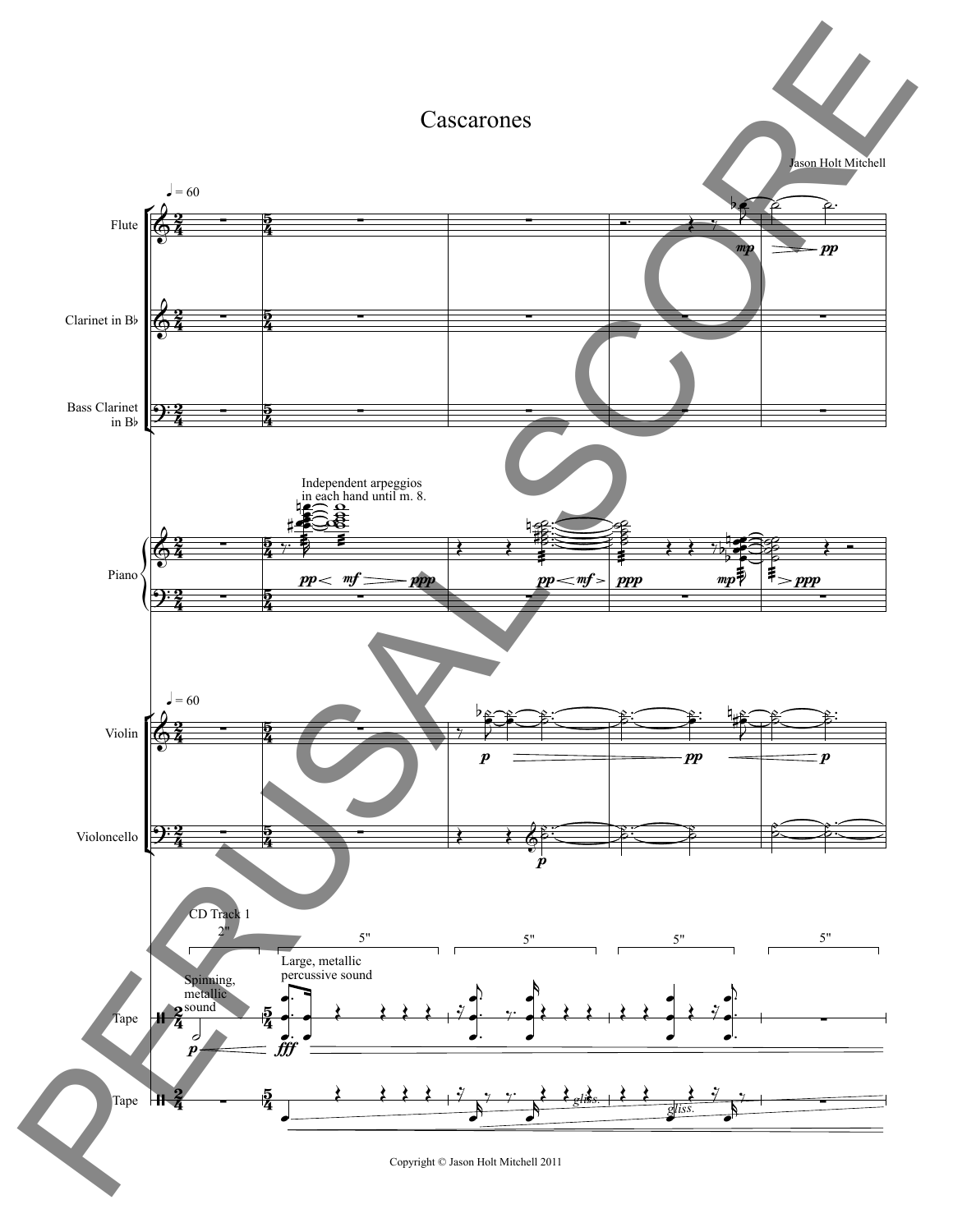# Cascarones

Jason Holt Mitchell

♩ = 60

Flute

Clarinet in B♭

Bass Clarinet in B♭

Piano

Independent arpeggios in each hand until m. 8.

♩ = 60

Violin

Violoncello

CD Track 1

2"

5"

5"

5"

5"

Spinning, metallic sound

Large, metallic percussive sound

Tape

Tape

*gliss.*

*gliss.*

Copyright © Jason Holt Mitchell 2011

PERUSAL SCORE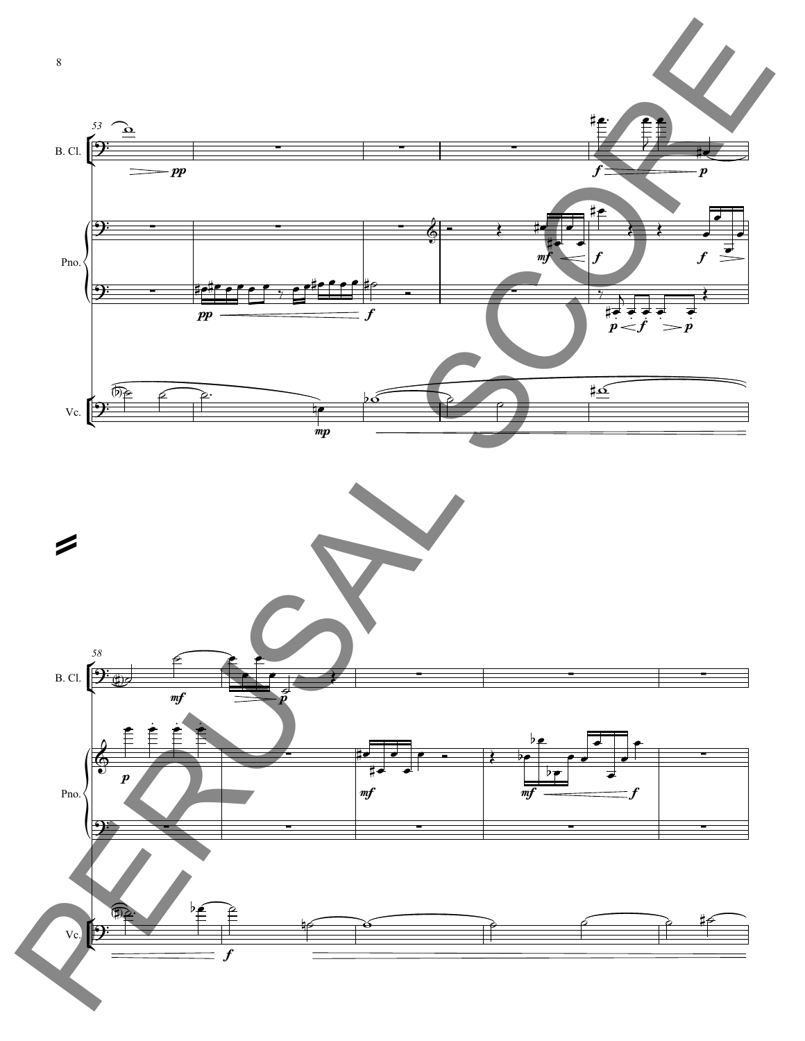B. Cl.

Pno.

Vc.

PERUSAL SCORE